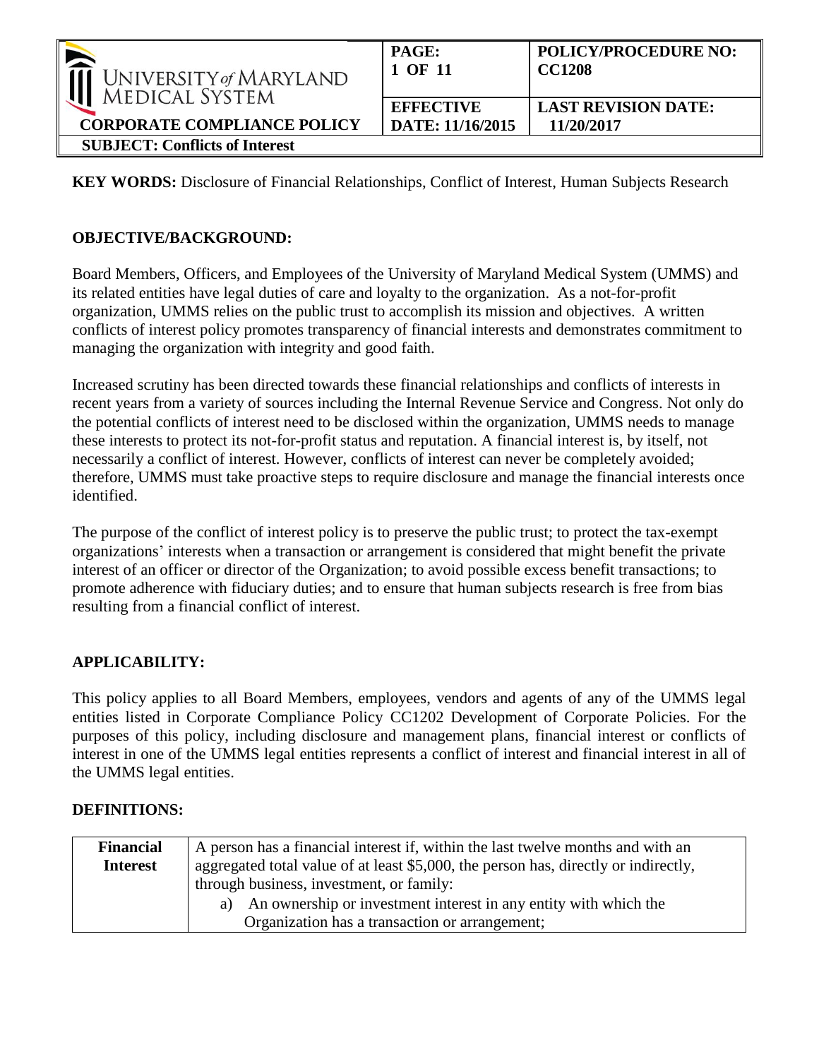| University of Maryland Medical System | PAGE: 1 OF 11 | POLICY/PROCEDURE NO: CC1208 |
|---|---|---|
| **CORPORATE COMPLIANCE POLICY** | **EFFECTIVE DATE: 11/16/2015** | **LAST REVISION DATE: 11/20/2017** |
| **SUBJECT: Conflicts of Interest** | | |

**KEY WORDS:** Disclosure of Financial Relationships, Conflict of Interest, Human Subjects Research

**OBJECTIVE/BACKGROUND:**

Board Members, Officers, and Employees of the University of Maryland Medical System (UMMS) and its related entities have legal duties of care and loyalty to the organization. As a not-for-profit organization, UMMS relies on the public trust to accomplish its mission and objectives. A written conflicts of interest policy promotes transparency of financial interests and demonstrates commitment to managing the organization with integrity and good faith.

Increased scrutiny has been directed towards these financial relationships and conflicts of interests in recent years from a variety of sources including the Internal Revenue Service and Congress. Not only do the potential conflicts of interest need to be disclosed within the organization, UMMS needs to manage these interests to protect its not-for-profit status and reputation. A financial interest is, by itself, not necessarily a conflict of interest. However, conflicts of interest can never be completely avoided; therefore, UMMS must take proactive steps to require disclosure and manage the financial interests once identified.

The purpose of the conflict of interest policy is to preserve the public trust; to protect the tax-exempt organizations' interests when a transaction or arrangement is considered that might benefit the private interest of an officer or director of the Organization; to avoid possible excess benefit transactions; to promote adherence with fiduciary duties; and to ensure that human subjects research is free from bias resulting from a financial conflict of interest.

**APPLICABILITY:**

This policy applies to all Board Members, employees, vendors and agents of any of the UMMS legal entities listed in Corporate Compliance Policy CC1202 Development of Corporate Policies. For the purposes of this policy, including disclosure and management plans, financial interest or conflicts of interest in one of the UMMS legal entities represents a conflict of interest and financial interest in all of the UMMS legal entities.

**DEFINITIONS:**

| **Financial Interest** | A person has a financial interest if, within the last twelve months and with an aggregated total value of at least $5,000, the person has, directly or indirectly, through business, investment, or family:<br>a) An ownership or investment interest in any entity with which the Organization has a transaction or arrangement; |
|---|---|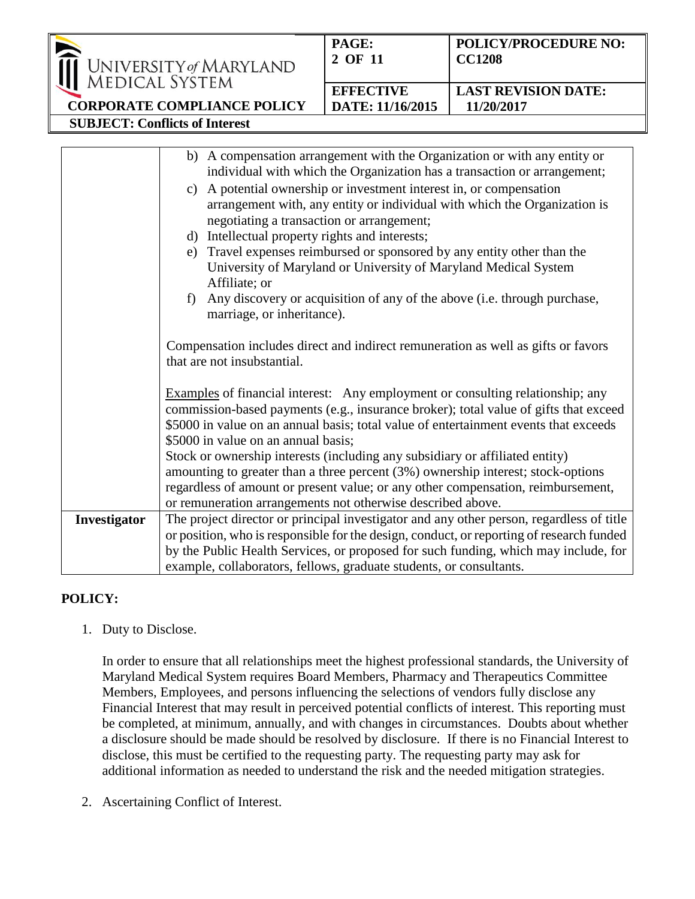| | |
|---|---|
| | b) A compensation arrangement with the Organization or with any entity or individual with which the Organization has a transaction or arrangement;<br>c) A potential ownership or investment interest in, or compensation arrangement with, any entity or individual with which the Organization is negotiating a transaction or arrangement;<br>d) Intellectual property rights and interests;<br>e) Travel expenses reimbursed or sponsored by any entity other than the University of Maryland or University of Maryland Medical System Affiliate; or<br>f) Any discovery or acquisition of any of the above (i.e. through purchase, marriage, or inheritance).<br><br>Compensation includes direct and indirect remuneration as well as gifts or favors that are not insubstantial.<br><br><u>Examples</u> of financial interest: Any employment or consulting relationship; any commission-based payments (e.g., insurance broker); total value of gifts that exceed $5000 in value on an annual basis; total value of entertainment events that exceeds $5000 in value on an annual basis;<br>Stock or ownership interests (including any subsidiary or affiliated entity) amounting to greater than a three percent (3%) ownership interest; stock-options regardless of amount or present value; or any other compensation, reimbursement, or remuneration arrangements not otherwise described above. |
| **Investigator** | The project director or principal investigator and any other person, regardless of title or position, who is responsible for the design, conduct, or reporting of research funded by the Public Health Services, or proposed for such funding, which may include, for example, collaborators, fellows, graduate students, or consultants. |

## POLICY:

1. Duty to Disclose.

   In order to ensure that all relationships meet the highest professional standards, the University of Maryland Medical System requires Board Members, Pharmacy and Therapeutics Committee Members, Employees, and persons influencing the selections of vendors fully disclose any Financial Interest that may result in perceived potential conflicts of interest. This reporting must be completed, at minimum, annually, and with changes in circumstances. Doubts about whether a disclosure should be made should be resolved by disclosure. If there is no Financial Interest to disclose, this must be certified to the requesting party. The requesting party may ask for additional information as needed to understand the risk and the needed mitigation strategies.

2. Ascertaining Conflict of Interest.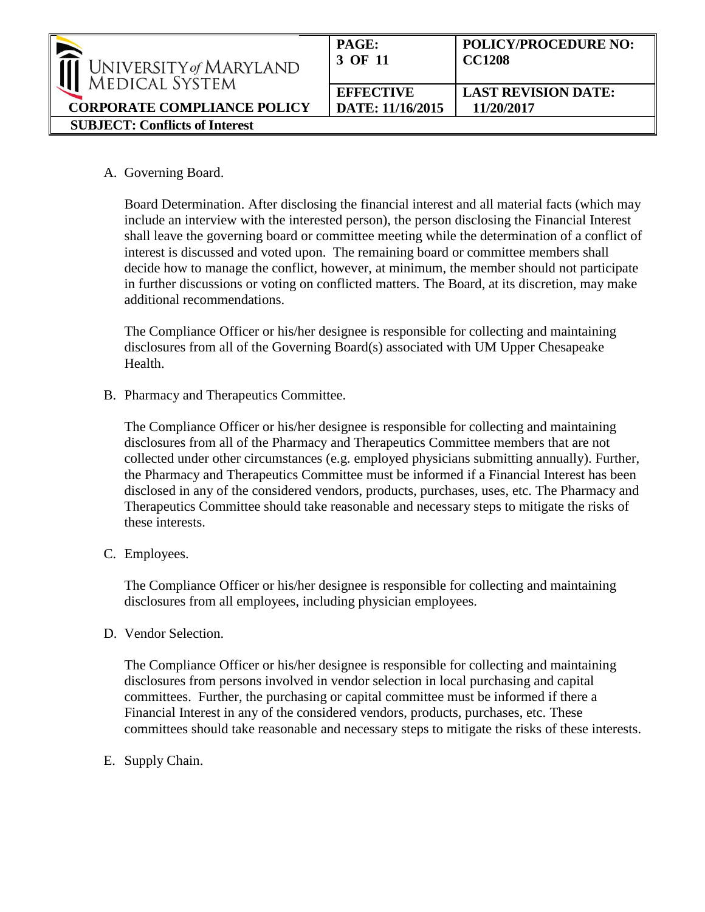A. Governing Board.

   Board Determination. After disclosing the financial interest and all material facts (which may include an interview with the interested person), the person disclosing the Financial Interest shall leave the governing board or committee meeting while the determination of a conflict of interest is discussed and voted upon. The remaining board or committee members shall decide how to manage the conflict, however, at minimum, the member should not participate in further discussions or voting on conflicted matters. The Board, at its discretion, may make additional recommendations.

   The Compliance Officer or his/her designee is responsible for collecting and maintaining disclosures from all of the Governing Board(s) associated with UM Upper Chesapeake Health.

B. Pharmacy and Therapeutics Committee.

   The Compliance Officer or his/her designee is responsible for collecting and maintaining disclosures from all of the Pharmacy and Therapeutics Committee members that are not collected under other circumstances (e.g. employed physicians submitting annually). Further, the Pharmacy and Therapeutics Committee must be informed if a Financial Interest has been disclosed in any of the considered vendors, products, purchases, uses, etc. The Pharmacy and Therapeutics Committee should take reasonable and necessary steps to mitigate the risks of these interests.

C. Employees.

   The Compliance Officer or his/her designee is responsible for collecting and maintaining disclosures from all employees, including physician employees.

D. Vendor Selection.

   The Compliance Officer or his/her designee is responsible for collecting and maintaining disclosures from persons involved in vendor selection in local purchasing and capital committees. Further, the purchasing or capital committee must be informed if there a Financial Interest in any of the considered vendors, products, purchases, etc. These committees should take reasonable and necessary steps to mitigate the risks of these interests.

E. Supply Chain.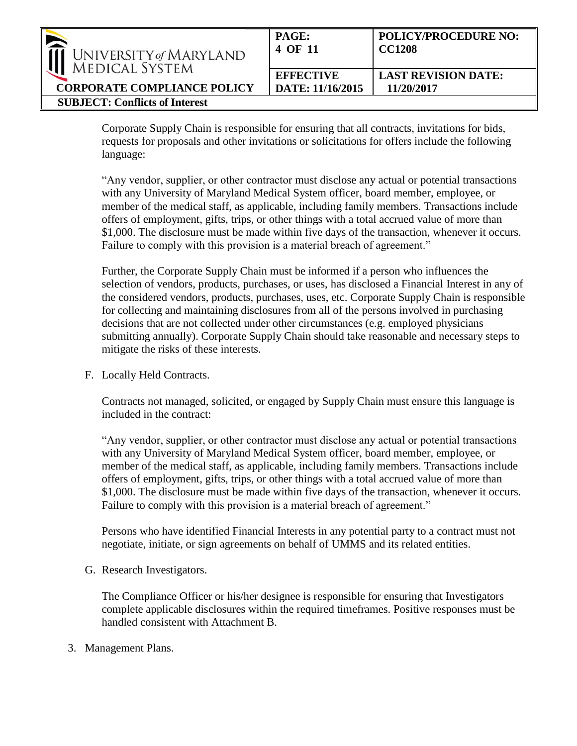Corporate Supply Chain is responsible for ensuring that all contracts, invitations for bids, requests for proposals and other invitations or solicitations for offers include the following language:

"Any vendor, supplier, or other contractor must disclose any actual or potential transactions with any University of Maryland Medical System officer, board member, employee, or member of the medical staff, as applicable, including family members. Transactions include offers of employment, gifts, trips, or other things with a total accrued value of more than $1,000. The disclosure must be made within five days of the transaction, whenever it occurs. Failure to comply with this provision is a material breach of agreement."

Further, the Corporate Supply Chain must be informed if a person who influences the selection of vendors, products, purchases, or uses, has disclosed a Financial Interest in any of the considered vendors, products, purchases, uses, etc. Corporate Supply Chain is responsible for collecting and maintaining disclosures from all of the persons involved in purchasing decisions that are not collected under other circumstances (e.g. employed physicians submitting annually). Corporate Supply Chain should take reasonable and necessary steps to mitigate the risks of these interests.

F. Locally Held Contracts.

Contracts not managed, solicited, or engaged by Supply Chain must ensure this language is included in the contract:

"Any vendor, supplier, or other contractor must disclose any actual or potential transactions with any University of Maryland Medical System officer, board member, employee, or member of the medical staff, as applicable, including family members. Transactions include offers of employment, gifts, trips, or other things with a total accrued value of more than $1,000. The disclosure must be made within five days of the transaction, whenever it occurs. Failure to comply with this provision is a material breach of agreement."

Persons who have identified Financial Interests in any potential party to a contract must not negotiate, initiate, or sign agreements on behalf of UMMS and its related entities.

G. Research Investigators.

The Compliance Officer or his/her designee is responsible for ensuring that Investigators complete applicable disclosures within the required timeframes. Positive responses must be handled consistent with Attachment B.

3. Management Plans.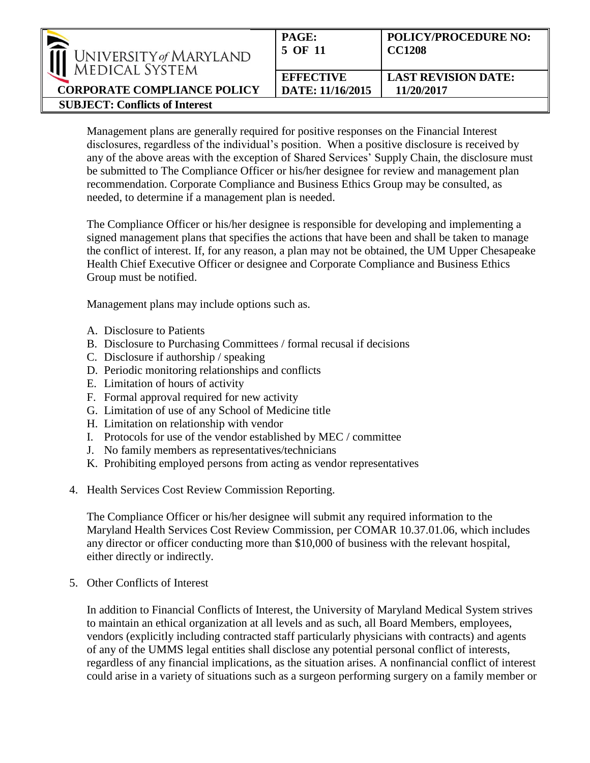Management plans are generally required for positive responses on the Financial Interest disclosures, regardless of the individual's position. When a positive disclosure is received by any of the above areas with the exception of Shared Services' Supply Chain, the disclosure must be submitted to The Compliance Officer or his/her designee for review and management plan recommendation. Corporate Compliance and Business Ethics Group may be consulted, as needed, to determine if a management plan is needed.

The Compliance Officer or his/her designee is responsible for developing and implementing a signed management plans that specifies the actions that have been and shall be taken to manage the conflict of interest. If, for any reason, a plan may not be obtained, the UM Upper Chesapeake Health Chief Executive Officer or designee and Corporate Compliance and Business Ethics Group must be notified.

Management plans may include options such as.

A. Disclosure to Patients
B. Disclosure to Purchasing Committees / formal recusal if decisions
C. Disclosure if authorship / speaking
D. Periodic monitoring relationships and conflicts
E. Limitation of hours of activity
F. Formal approval required for new activity
G. Limitation of use of any School of Medicine title
H. Limitation on relationship with vendor
I. Protocols for use of the vendor established by MEC / committee
J. No family members as representatives/technicians
K. Prohibiting employed persons from acting as vendor representatives

4. Health Services Cost Review Commission Reporting.

   The Compliance Officer or his/her designee will submit any required information to the Maryland Health Services Cost Review Commission, per COMAR 10.37.01.06, which includes any director or officer conducting more than $10,000 of business with the relevant hospital, either directly or indirectly.

5. Other Conflicts of Interest

   In addition to Financial Conflicts of Interest, the University of Maryland Medical System strives to maintain an ethical organization at all levels and as such, all Board Members, employees, vendors (explicitly including contracted staff particularly physicians with contracts) and agents of any of the UMMS legal entities shall disclose any potential personal conflict of interests, regardless of any financial implications, as the situation arises. A nonfinancial conflict of interest could arise in a variety of situations such as a surgeon performing surgery on a family member or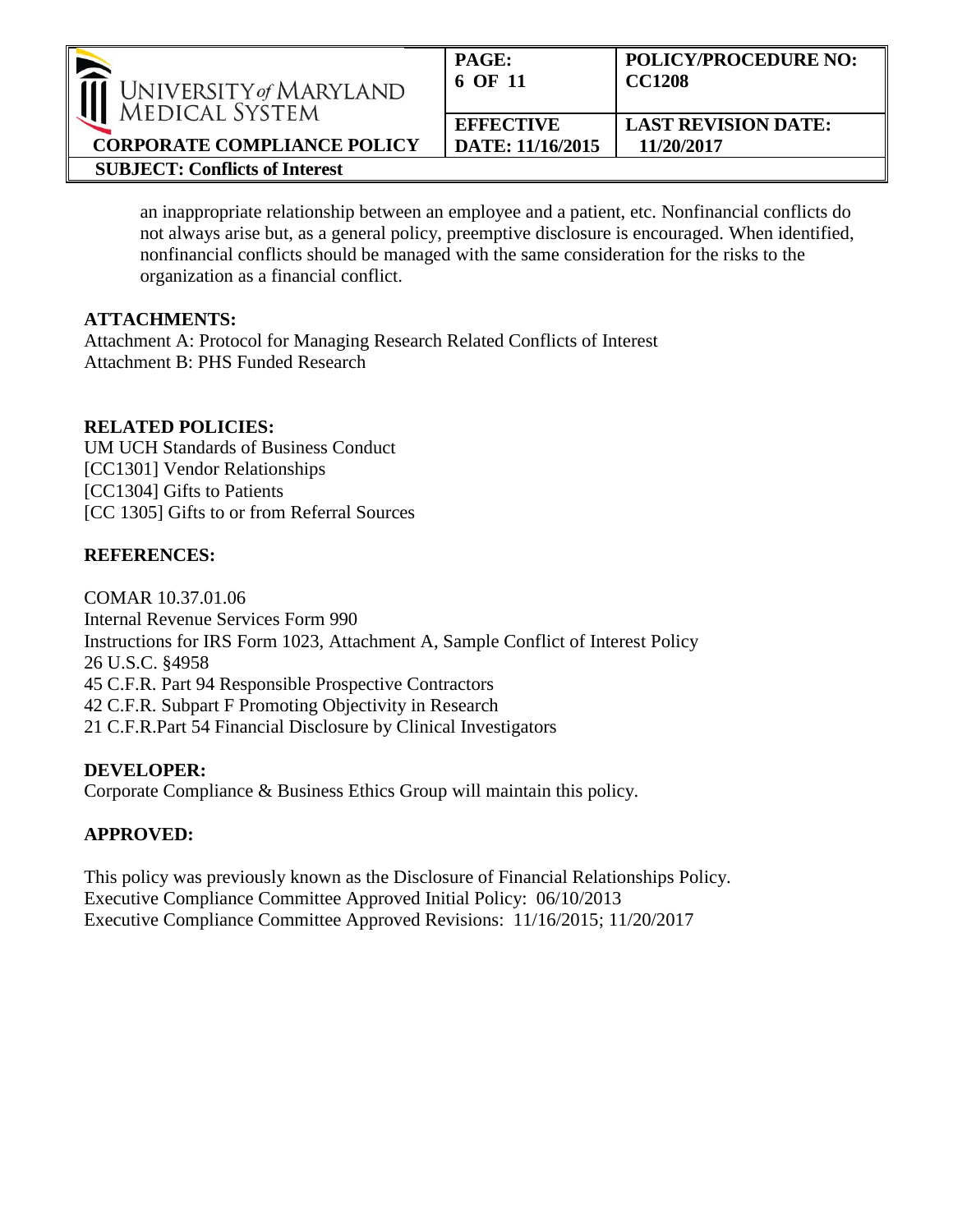an inappropriate relationship between an employee and a patient, etc. Nonfinancial conflicts do not always arise but, as a general policy, preemptive disclosure is encouraged. When identified, nonfinancial conflicts should be managed with the same consideration for the risks to the organization as a financial conflict.

**ATTACHMENTS:**

Attachment A: Protocol for Managing Research Related Conflicts of Interest
Attachment B: PHS Funded Research

**RELATED POLICIES:**

UM UCH Standards of Business Conduct
[CC1301] Vendor Relationships
[CC1304] Gifts to Patients
[CC 1305] Gifts to or from Referral Sources

**REFERENCES:**

COMAR 10.37.01.06
Internal Revenue Services Form 990
Instructions for IRS Form 1023, Attachment A, Sample Conflict of Interest Policy
26 U.S.C. §4958
45 C.F.R. Part 94 Responsible Prospective Contractors
42 C.F.R. Subpart F Promoting Objectivity in Research
21 C.F.R.Part 54 Financial Disclosure by Clinical Investigators

**DEVELOPER:**

Corporate Compliance & Business Ethics Group will maintain this policy.

**APPROVED:**

This policy was previously known as the Disclosure of Financial Relationships Policy.
Executive Compliance Committee Approved Initial Policy: 06/10/2013
Executive Compliance Committee Approved Revisions: 11/16/2015; 11/20/2017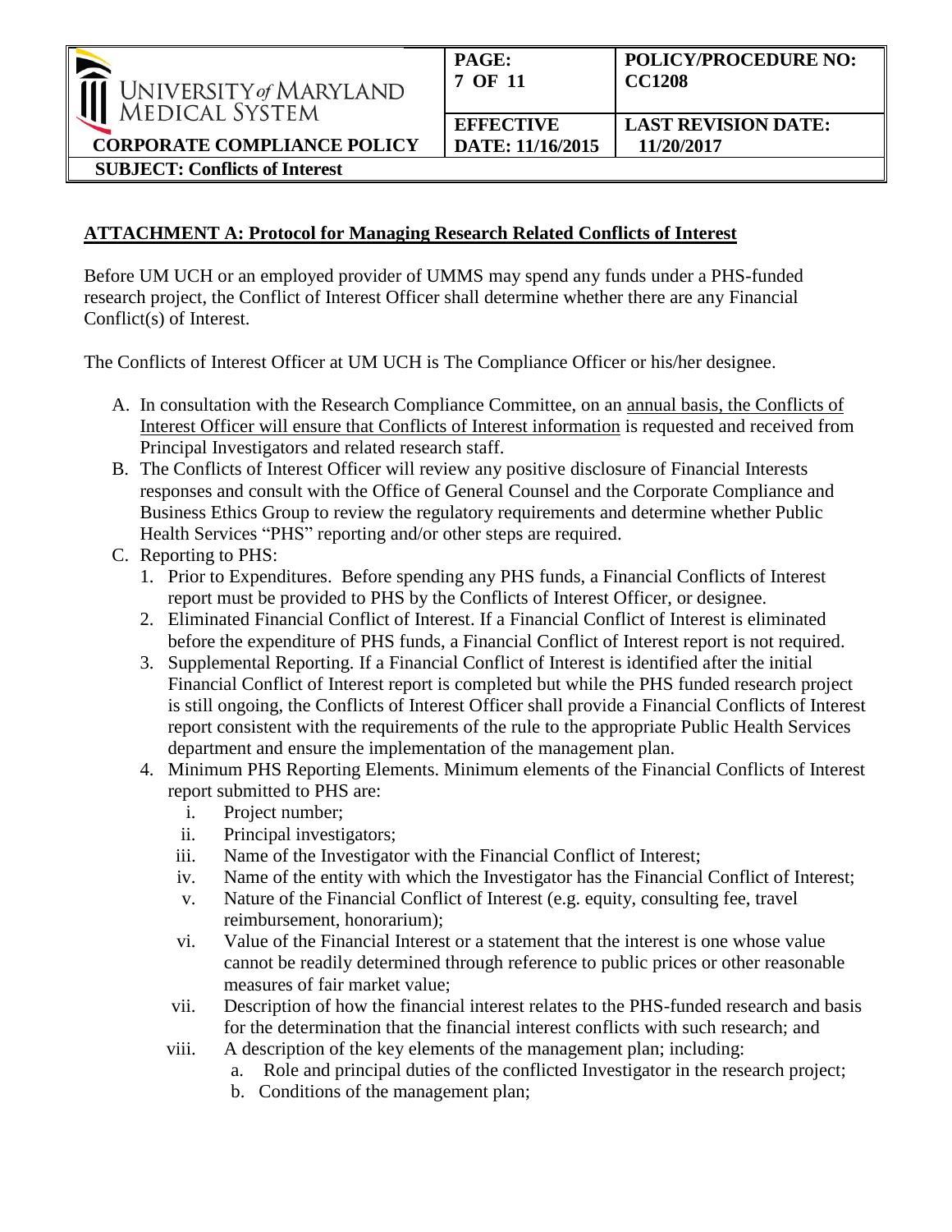## ATTACHMENT A: Protocol for Managing Research Related Conflicts of Interest

Before UM UCH or an employed provider of UMMS may spend any funds under a PHS-funded research project, the Conflict of Interest Officer shall determine whether there are any Financial Conflict(s) of Interest.

The Conflicts of Interest Officer at UM UCH is The Compliance Officer or his/her designee.

A. In consultation with the Research Compliance Committee, on an annual basis, the Conflicts of Interest Officer will ensure that Conflicts of Interest information is requested and received from Principal Investigators and related research staff.
B. The Conflicts of Interest Officer will review any positive disclosure of Financial Interests responses and consult with the Office of General Counsel and the Corporate Compliance and Business Ethics Group to review the regulatory requirements and determine whether Public Health Services "PHS" reporting and/or other steps are required.
C. Reporting to PHS:
   1. Prior to Expenditures. Before spending any PHS funds, a Financial Conflicts of Interest report must be provided to PHS by the Conflicts of Interest Officer, or designee.
   2. Eliminated Financial Conflict of Interest. If a Financial Conflict of Interest is eliminated before the expenditure of PHS funds, a Financial Conflict of Interest report is not required.
   3. Supplemental Reporting. If a Financial Conflict of Interest is identified after the initial Financial Conflict of Interest report is completed but while the PHS funded research project is still ongoing, the Conflicts of Interest Officer shall provide a Financial Conflicts of Interest report consistent with the requirements of the rule to the appropriate Public Health Services department and ensure the implementation of the management plan.
   4. Minimum PHS Reporting Elements. Minimum elements of the Financial Conflicts of Interest report submitted to PHS are:
      i. Project number;
      ii. Principal investigators;
      iii. Name of the Investigator with the Financial Conflict of Interest;
      iv. Name of the entity with which the Investigator has the Financial Conflict of Interest;
      v. Nature of the Financial Conflict of Interest (e.g. equity, consulting fee, travel reimbursement, honorarium);
      vi. Value of the Financial Interest or a statement that the interest is one whose value cannot be readily determined through reference to public prices or other reasonable measures of fair market value;
      vii. Description of how the financial interest relates to the PHS-funded research and basis for the determination that the financial interest conflicts with such research; and
      viii. A description of the key elements of the management plan; including:
         a. Role and principal duties of the conflicted Investigator in the research project;
         b. Conditions of the management plan;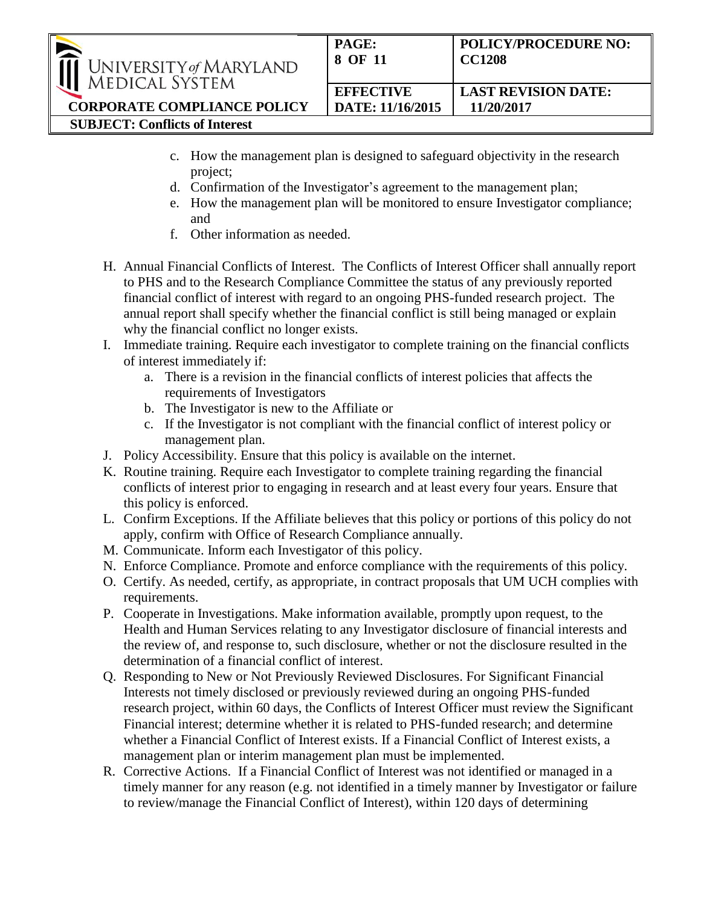c. How the management plan is designed to safeguard objectivity in the research project;
d. Confirmation of the Investigator's agreement to the management plan;
e. How the management plan will be monitored to ensure Investigator compliance; and
f. Other information as needed.

H. Annual Financial Conflicts of Interest. The Conflicts of Interest Officer shall annually report to PHS and to the Research Compliance Committee the status of any previously reported financial conflict of interest with regard to an ongoing PHS-funded research project. The annual report shall specify whether the financial conflict is still being managed or explain why the financial conflict no longer exists.

I. Immediate training. Require each investigator to complete training on the financial conflicts of interest immediately if:
   a. There is a revision in the financial conflicts of interest policies that affects the requirements of Investigators
   b. The Investigator is new to the Affiliate or
   c. If the Investigator is not compliant with the financial conflict of interest policy or management plan.

J. Policy Accessibility. Ensure that this policy is available on the internet.

K. Routine training. Require each Investigator to complete training regarding the financial conflicts of interest prior to engaging in research and at least every four years. Ensure that this policy is enforced.

L. Confirm Exceptions. If the Affiliate believes that this policy or portions of this policy do not apply, confirm with Office of Research Compliance annually.

M. Communicate. Inform each Investigator of this policy.

N. Enforce Compliance. Promote and enforce compliance with the requirements of this policy.

O. Certify. As needed, certify, as appropriate, in contract proposals that UM UCH complies with requirements.

P. Cooperate in Investigations. Make information available, promptly upon request, to the Health and Human Services relating to any Investigator disclosure of financial interests and the review of, and response to, such disclosure, whether or not the disclosure resulted in the determination of a financial conflict of interest.

Q. Responding to New or Not Previously Reviewed Disclosures. For Significant Financial Interests not timely disclosed or previously reviewed during an ongoing PHS-funded research project, within 60 days, the Conflicts of Interest Officer must review the Significant Financial interest; determine whether it is related to PHS-funded research; and determine whether a Financial Conflict of Interest exists. If a Financial Conflict of Interest exists, a management plan or interim management plan must be implemented.

R. Corrective Actions. If a Financial Conflict of Interest was not identified or managed in a timely manner for any reason (e.g. not identified in a timely manner by Investigator or failure to review/manage the Financial Conflict of Interest), within 120 days of determining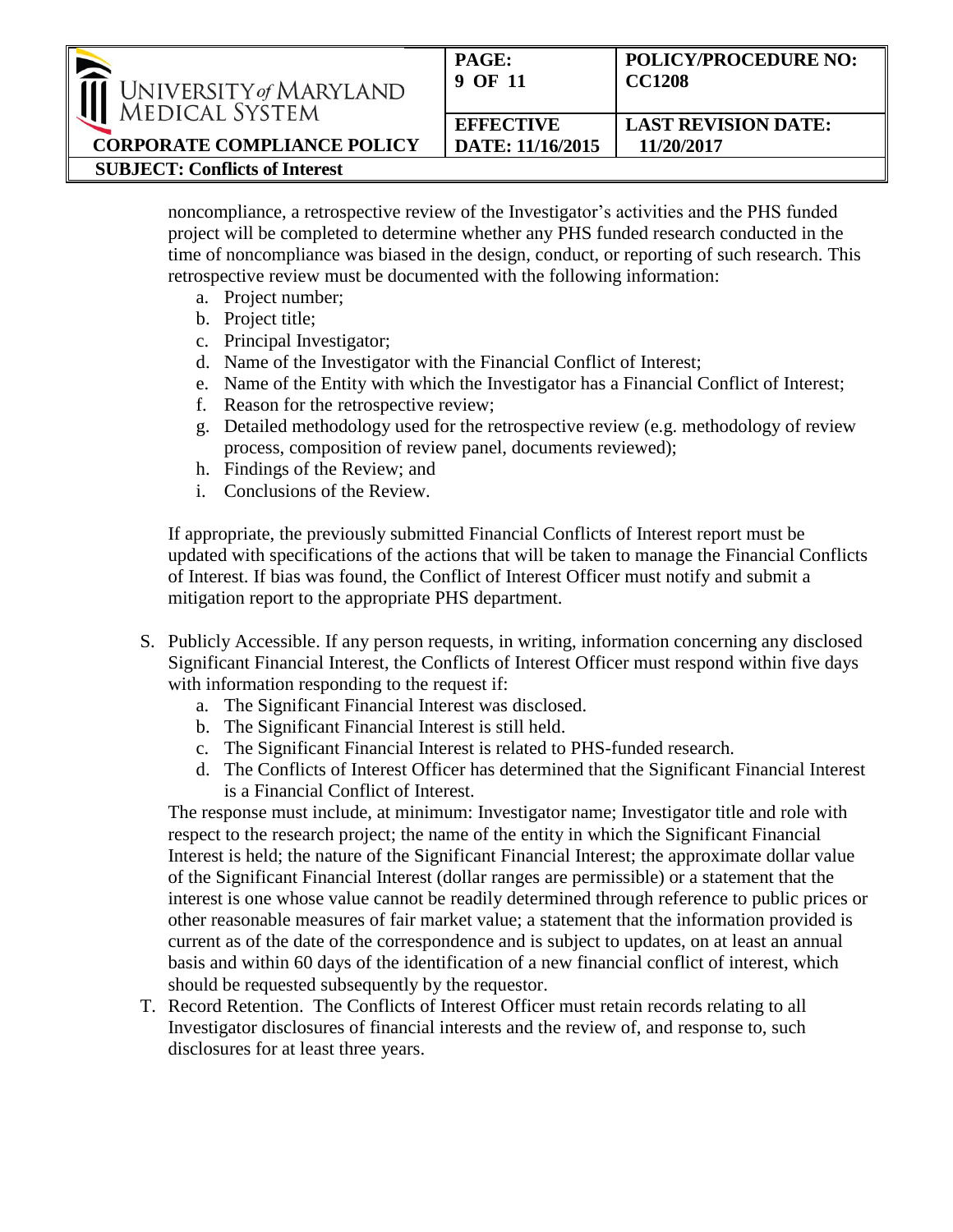noncompliance, a retrospective review of the Investigator's activities and the PHS funded project will be completed to determine whether any PHS funded research conducted in the time of noncompliance was biased in the design, conduct, or reporting of such research. This retrospective review must be documented with the following information:

a. Project number;
b. Project title;
c. Principal Investigator;
d. Name of the Investigator with the Financial Conflict of Interest;
e. Name of the Entity with which the Investigator has a Financial Conflict of Interest;
f. Reason for the retrospective review;
g. Detailed methodology used for the retrospective review (e.g. methodology of review process, composition of review panel, documents reviewed);
h. Findings of the Review; and
i. Conclusions of the Review.

If appropriate, the previously submitted Financial Conflicts of Interest report must be updated with specifications of the actions that will be taken to manage the Financial Conflicts of Interest. If bias was found, the Conflict of Interest Officer must notify and submit a mitigation report to the appropriate PHS department.

S. Publicly Accessible. If any person requests, in writing, information concerning any disclosed Significant Financial Interest, the Conflicts of Interest Officer must respond within five days with information responding to the request if:
   a. The Significant Financial Interest was disclosed.
   b. The Significant Financial Interest is still held.
   c. The Significant Financial Interest is related to PHS-funded research.
   d. The Conflicts of Interest Officer has determined that the Significant Financial Interest is a Financial Conflict of Interest.

   The response must include, at minimum: Investigator name; Investigator title and role with respect to the research project; the name of the entity in which the Significant Financial Interest is held; the nature of the Significant Financial Interest; the approximate dollar value of the Significant Financial Interest (dollar ranges are permissible) or a statement that the interest is one whose value cannot be readily determined through reference to public prices or other reasonable measures of fair market value; a statement that the information provided is current as of the date of the correspondence and is subject to updates, on at least an annual basis and within 60 days of the identification of a new financial conflict of interest, which should be requested subsequently by the requestor.

T. Record Retention. The Conflicts of Interest Officer must retain records relating to all Investigator disclosures of financial interests and the review of, and response to, such disclosures for at least three years.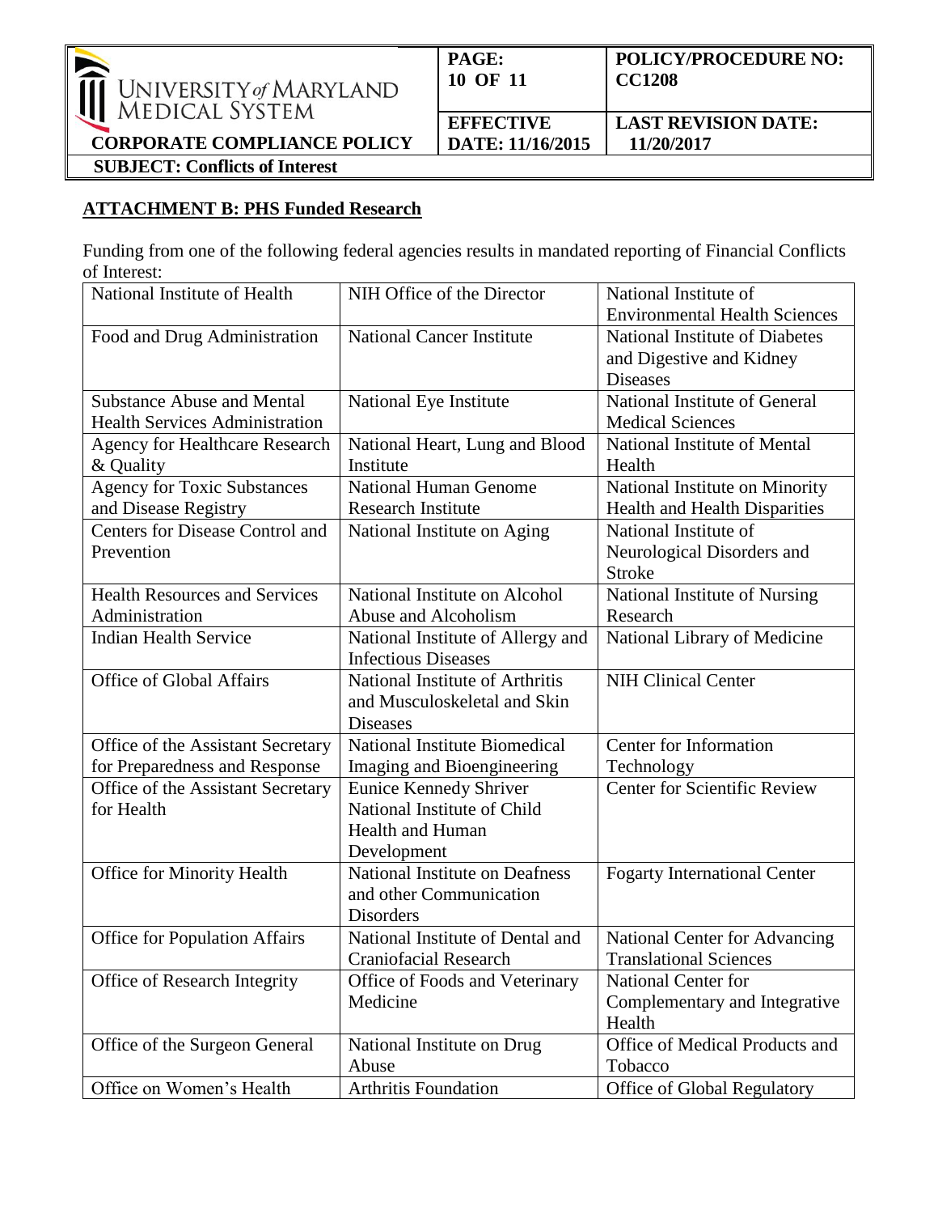## ATTACHMENT B: PHS Funded Research

Funding from one of the following federal agencies results in mandated reporting of Financial Conflicts of Interest:

| | | |
|---|---|---|
| National Institute of Health | NIH Office of the Director | National Institute of Environmental Health Sciences |
| Food and Drug Administration | National Cancer Institute | National Institute of Diabetes and Digestive and Kidney Diseases |
| Substance Abuse and Mental Health Services Administration | National Eye Institute | National Institute of General Medical Sciences |
| Agency for Healthcare Research & Quality | National Heart, Lung and Blood Institute | National Institute of Mental Health |
| Agency for Toxic Substances and Disease Registry | National Human Genome Research Institute | National Institute on Minority Health and Health Disparities |
| Centers for Disease Control and Prevention | National Institute on Aging | National Institute of Neurological Disorders and Stroke |
| Health Resources and Services Administration | National Institute on Alcohol Abuse and Alcoholism | National Institute of Nursing Research |
| Indian Health Service | National Institute of Allergy and Infectious Diseases | National Library of Medicine |
| Office of Global Affairs | National Institute of Arthritis and Musculoskeletal and Skin Diseases | NIH Clinical Center |
| Office of the Assistant Secretary for Preparedness and Response | National Institute Biomedical Imaging and Bioengineering | Center for Information Technology |
| Office of the Assistant Secretary for Health | Eunice Kennedy Shriver National Institute of Child Health and Human Development | Center for Scientific Review |
| Office for Minority Health | National Institute on Deafness and other Communication Disorders | Fogarty International Center |
| Office for Population Affairs | National Institute of Dental and Craniofacial Research | National Center for Advancing Translational Sciences |
| Office of Research Integrity | Office of Foods and Veterinary Medicine | National Center for Complementary and Integrative Health |
| Office of the Surgeon General | National Institute on Drug Abuse | Office of Medical Products and Tobacco |
| Office on Women's Health | Arthritis Foundation | Office of Global Regulatory |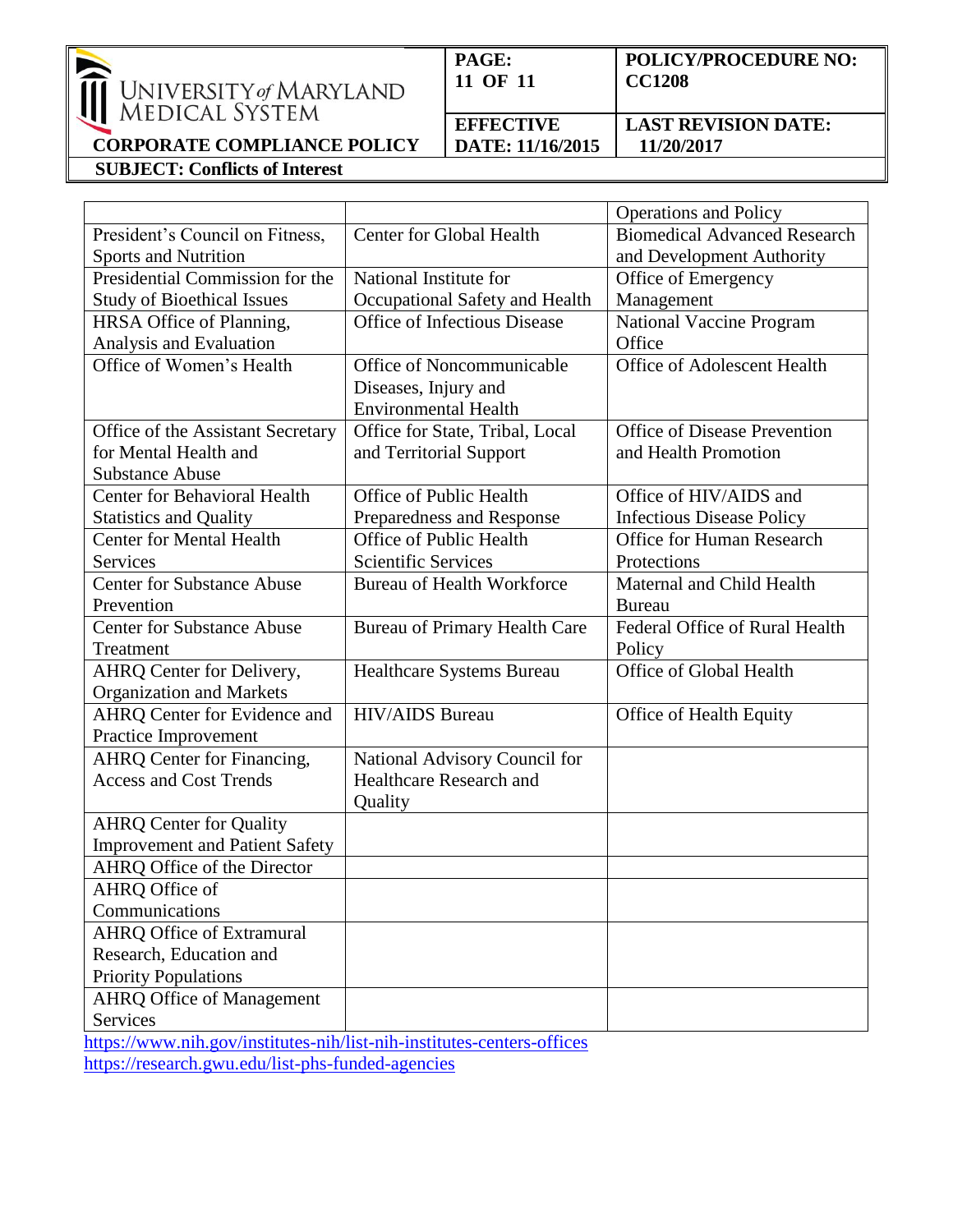| | | |
|---|---|---|
| | | Operations and Policy |
| President's Council on Fitness, Sports and Nutrition | Center for Global Health | Biomedical Advanced Research and Development Authority |
| Presidential Commission for the Study of Bioethical Issues | National Institute for Occupational Safety and Health | Office of Emergency Management |
| HRSA Office of Planning, Analysis and Evaluation | Office of Infectious Disease | National Vaccine Program Office |
| Office of Women's Health | Office of Noncommunicable Diseases, Injury and Environmental Health | Office of Adolescent Health |
| Office of the Assistant Secretary for Mental Health and Substance Abuse | Office for State, Tribal, Local and Territorial Support | Office of Disease Prevention and Health Promotion |
| Center for Behavioral Health Statistics and Quality | Office of Public Health Preparedness and Response | Office of HIV/AIDS and Infectious Disease Policy |
| Center for Mental Health Services | Office of Public Health Scientific Services | Office for Human Research Protections |
| Center for Substance Abuse Prevention | Bureau of Health Workforce | Maternal and Child Health Bureau |
| Center for Substance Abuse Treatment | Bureau of Primary Health Care | Federal Office of Rural Health Policy |
| AHRQ Center for Delivery, Organization and Markets | Healthcare Systems Bureau | Office of Global Health |
| AHRQ Center for Evidence and Practice Improvement | HIV/AIDS Bureau | Office of Health Equity |
| AHRQ Center for Financing, Access and Cost Trends | National Advisory Council for Healthcare Research and Quality | |
| AHRQ Center for Quality Improvement and Patient Safety | | |
| AHRQ Office of the Director | | |
| AHRQ Office of Communications | | |
| AHRQ Office of Extramural Research, Education and Priority Populations | | |
| AHRQ Office of Management Services | | |

https://www.nih.gov/institutes-nih/list-nih-institutes-centers-offices
https://research.gwu.edu/list-phs-funded-agencies